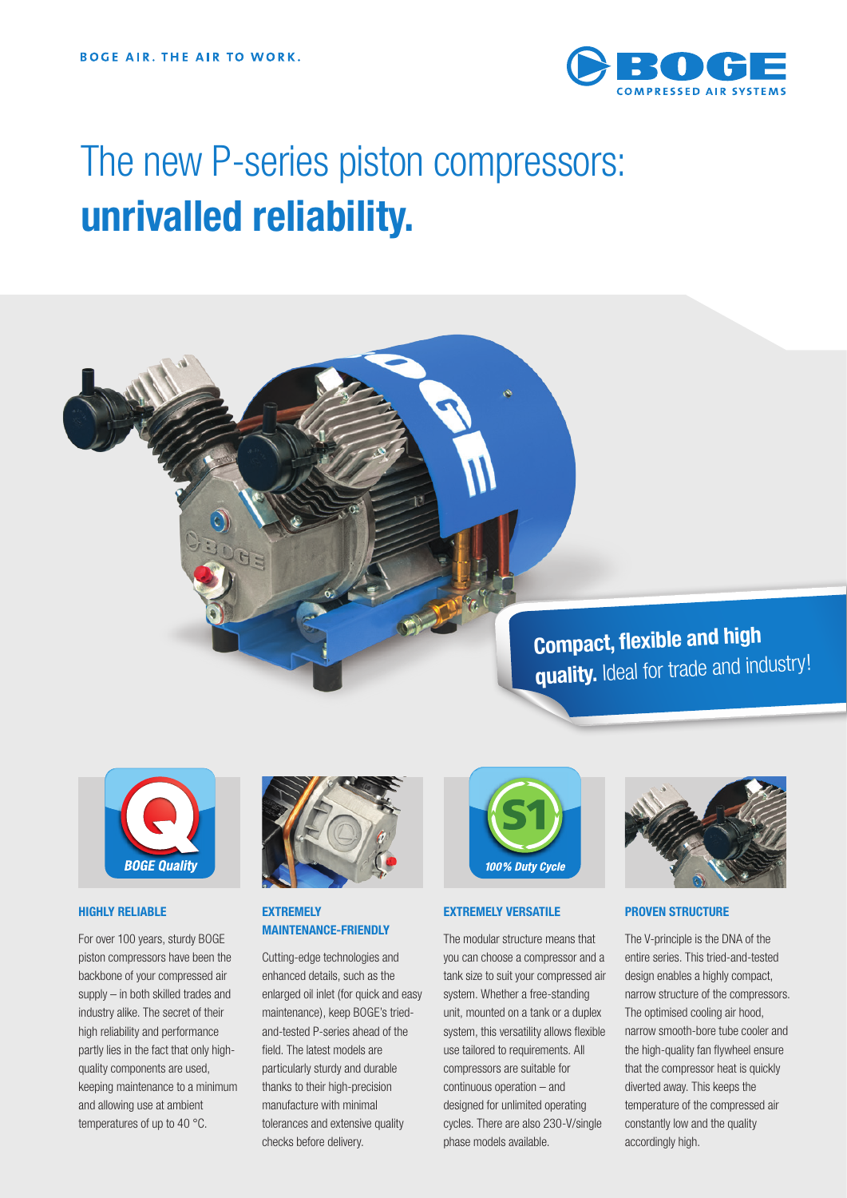BOGE AIR. THE AIR TO WORK.

# The new P-series piston compressors: **unrivalled reliability.**

**Compact, flexible and high quality.** Ideal for trade and industry!

BOGE Quality

### HIGHLY RELIABLE

For over 100 years, sturdy BOGE piston compressors have been the backbone of your compressed air supply – in both skilled trades and industry alike. The secret of their high reliability and performance partly lies in the fact that only high-quality components are used, keeping maintenance to a minimum and allowing use at ambient temperatures of up to 40 °C.

### EXTREMELY MAINTENANCE-FRIENDLY

Cutting-edge technologies and enhanced details, such as the enlarged oil inlet (for quick and easy maintenance), keep BOGE's tried-and-tested P-series ahead of the field. The latest models are particularly sturdy and durable thanks to their high-precision manufacture with minimal tolerances and extensive quality checks before delivery.

100% Duty Cycle

### EXTREMELY VERSATILE

The modular structure means that you can choose a compressor and a tank size to suit your compressed air system. Whether a free-standing unit, mounted on a tank or a duplex system, this versatility allows flexible use tailored to requirements. All compressors are suitable for continuous operation – and designed for unlimited operating cycles. There are also 230-V/single phase models available.

### PROVEN STRUCTURE

The V-principle is the DNA of the entire series. This tried-and-tested design enables a highly compact, narrow structure of the compressors. The optimised cooling air hood, narrow smooth-bore tube cooler and the high-quality fan flywheel ensure that the compressor heat is quickly diverted away. This keeps the temperature of the compressed air constantly low and the quality accordingly high.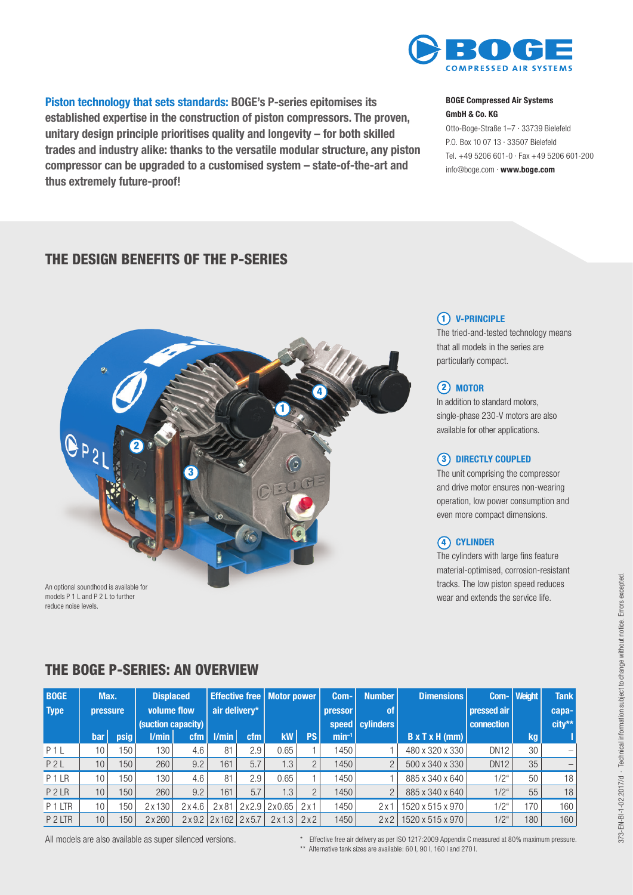**Piston technology that sets standards:** **BOGE's P-series epitomises its established expertise in the construction of piston compressors. The proven, unitary design principle prioritises quality and longevity – for both skilled trades and industry alike: thanks to the versatile modular structure, any piston compressor can be upgraded to a customised system – state-of-the-art and thus extremely future-proof!**

**BOGE Compressed Air Systems GmbH & Co. KG**
Otto-Boge-Straße 1–7 · 33739 Bielefeld
P.O. Box 10 07 13 · 33507 Bielefeld
Tel. +49 5206 601-0 · Fax +49 5206 601-200
info@boge.com · **www.boge.com**

## THE DESIGN BENEFITS OF THE P-SERIES

An optional soundhood is available for models P 1 L and P 2 L to further reduce noise levels.

### 1 V-PRINCIPLE
The tried-and-tested technology means that all models in the series are particularly compact.

### 2 MOTOR
In addition to standard motors, single-phase 230-V motors are also available for other applications.

### 3 DIRECTLY COUPLED
The unit comprising the compressor and drive motor ensures non-wearing operation, low power consumption and even more compact dimensions.

### 4 CYLINDER
The cylinders with large fins feature material-optimised, corrosion-resistant tracks. The low piston speed reduces wear and extends the service life.

## THE BOGE P-SERIES: AN OVERVIEW

| BOGE Type | Max. pressure | | Displaced volume flow (suction capacity) | | Effective free air delivery* | | Motor power | | Compressor speed | Number of cylinders | Dimensions | Compressed air connection | Weight | Tank capacity** |
|---|---|---|---|---|---|---|---|---|---|---|---|---|---|---|
| | bar | psig | l/min | cfm | l/min | cfm | kW | PS | min⁻¹ | | B x T x H (mm) | | kg | l |
| P 1 L | 10 | 150 | 130 | 4.6 | 81 | 2.9 | 0.65 | 1 | 1450 | 1 | 480 x 320 x 330 | DN12 | 30 | – |
| P 2 L | 10 | 150 | 260 | 9.2 | 161 | 5.7 | 1.3 | 2 | 1450 | 2 | 500 x 340 x 330 | DN12 | 35 | – |
| P 1 LR | 10 | 150 | 130 | 4.6 | 81 | 2.9 | 0.65 | 1 | 1450 | 1 | 885 x 340 x 640 | 1/2" | 50 | 18 |
| P 2 LR | 10 | 150 | 260 | 9.2 | 161 | 5.7 | 1.3 | 2 | 1450 | 2 | 885 x 340 x 640 | 1/2" | 55 | 18 |
| P 1 LTR | 10 | 150 | 2 x 130 | 2 x 4.6 | 2 x 81 | 2 x 2.9 | 2 x 0.65 | 2 x 1 | 1450 | 2 x 1 | 1520 x 515 x 970 | 1/2" | 170 | 160 |
| P 2 LTR | 10 | 150 | 2 x 260 | 2 x 9.2 | 2 x 162 | 2 x 5.7 | 2 x 1.3 | 2 x 2 | 1450 | 2 x 2 | 1520 x 515 x 970 | 1/2" | 180 | 160 |

All models are also available as super silenced versions.

\* Effective free air delivery as per ISO 1217:2009 Appendix C measured at 80% maximum pressure.
\*\* Alternative tank sizes are available: 60 l, 90 l, 160 l and 270 l.

373-EN-BI-1-02.2017/d · Technical information subject to change without notice. Errors excepted.